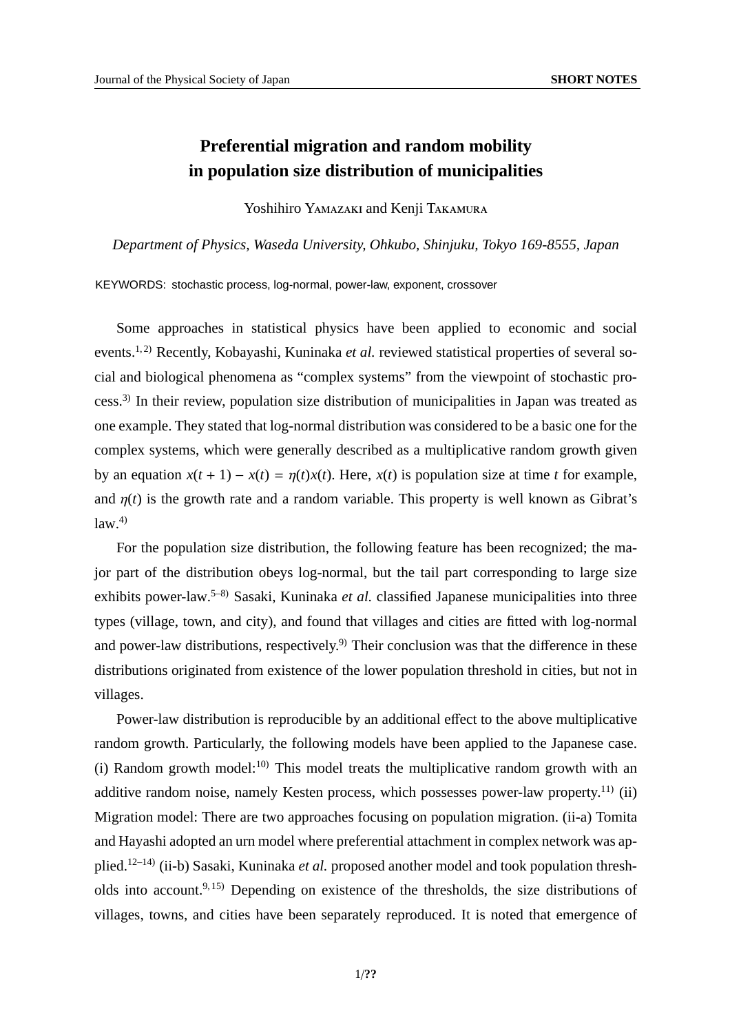# Preferential migration and random mobility in population size distribution of municipalities

Yoshihiro Yamazaki and Kenji Takamura

*Department of Physics, Waseda University, Ohkubo, Shinjuku, Tokyo 169-8555, Japan*

KEYWORDS: stochastic process, log-normal, power-law, exponent, crossover

Some approaches in statistical physics have been applied to economic and social events.[1,2] Recently, Kobayashi, Kuninaka *et al.* reviewed statistical properties of several social and biological phenomena as "complex systems" from the viewpoint of stochastic process.[3] In their review, population size distribution of municipalities in Japan was treated as one example. They stated that log-normal distribution was considered to be a basic one for the complex systems, which were generally described as a multiplicative random growth given by an equation $x(t+1) - x(t) = \eta(t)x(t)$. Here, $x(t)$ is population size at time $t$ for example, and $\eta(t)$ is the growth rate and a random variable. This property is well known as Gibrat's law.[4]

For the population size distribution, the following feature has been recognized; the major part of the distribution obeys log-normal, but the tail part corresponding to large size exhibits power-law.[5–8] Sasaki, Kuninaka *et al.* classified Japanese municipalities into three types (village, town, and city), and found that villages and cities are fitted with log-normal and power-law distributions, respectively.[9] Their conclusion was that the difference in these distributions originated from existence of the lower population threshold in cities, but not in villages.

Power-law distribution is reproducible by an additional effect to the above multiplicative random growth. Particularly, the following models have been applied to the Japanese case. (i) Random growth model:[10] This model treats the multiplicative random growth with an additive random noise, namely Kesten process, which possesses power-law property.[11] (ii) Migration model: There are two approaches focusing on population migration. (ii-a) Tomita and Hayashi adopted an urn model where preferential attachment in complex network was applied.[12–14] (ii-b) Sasaki, Kuninaka *et al.* proposed another model and took population thresholds into account.[9,15] Depending on existence of the thresholds, the size distributions of villages, towns, and cities have been separately reproduced. It is noted that emergence of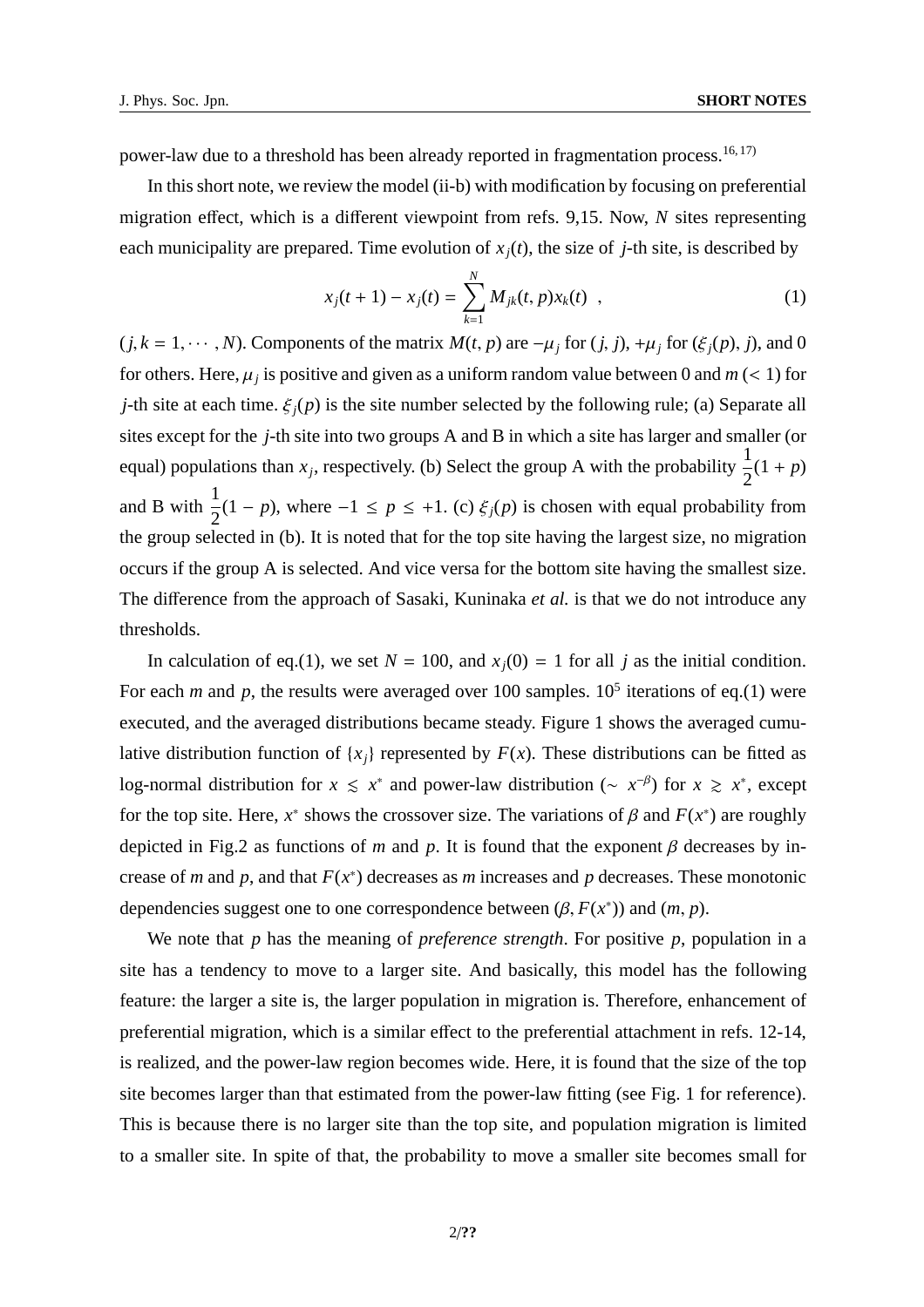power-law due to a threshold has been already reported in fragmentation process.[16, 17)]

In this short note, we review the model (ii-b) with modification by focusing on preferential migration effect, which is a different viewpoint from refs. 9,15. Now, $N$ sites representing each municipality are prepared. Time evolution of $x_j(t)$, the size of $j$-th site, is described by

$$x_j(t+1) - x_j(t) = \sum_{k=1}^{N} M_{jk}(t,p) x_k(t) \quad , \tag{1}$$

$(j,k = 1, \cdots, N)$. Components of the matrix $M(t,p)$ are $-\mu_j$ for $(j,j)$, $+\mu_j$ for $(\xi_j(p), j)$, and 0 for others. Here, $\mu_j$ is positive and given as a uniform random value between 0 and $m$ $(< 1)$ for $j$-th site at each time. $\xi_j(p)$ is the site number selected by the following rule; (a) Separate all sites except for the $j$-th site into two groups A and B in which a site has larger and smaller (or equal) populations than $x_j$, respectively. (b) Select the group A with the probability $\frac{1}{2}(1+p)$ and B with $\frac{1}{2}(1-p)$, where $-1 \le p \le +1$. (c) $\xi_j(p)$ is chosen with equal probability from the group selected in (b). It is noted that for the top site having the largest size, no migration occurs if the group A is selected. And vice versa for the bottom site having the smallest size. The difference from the approach of Sasaki, Kuninaka *et al.* is that we do not introduce any thresholds.

In calculation of eq.(1), we set $N = 100$, and $x_j(0) = 1$ for all $j$ as the initial condition. For each $m$ and $p$, the results were averaged over 100 samples. $10^5$ iterations of eq.(1) were executed, and the averaged distributions became steady. Figure 1 shows the averaged cumulative distribution function of $\{x_j\}$ represented by $F(x)$. These distributions can be fitted as log-normal distribution for $x \lesssim x^*$ and power-law distribution ($\sim x^{-\beta}$) for $x \gtrsim x^*$, except for the top site. Here, $x^*$ shows the crossover size. The variations of $\beta$ and $F(x^*)$ are roughly depicted in Fig.2 as functions of $m$ and $p$. It is found that the exponent $\beta$ decreases by increase of $m$ and $p$, and that $F(x^*)$ decreases as $m$ increases and $p$ decreases. These monotonic dependencies suggest one to one correspondence between $(\beta, F(x^*))$ and $(m, p)$.

We note that $p$ has the meaning of *preference strength*. For positive $p$, population in a site has a tendency to move to a larger site. And basically, this model has the following feature: the larger a site is, the larger population in migration is. Therefore, enhancement of preferential migration, which is a similar effect to the preferential attachment in refs. 12-14, is realized, and the power-law region becomes wide. Here, it is found that the size of the top site becomes larger than that estimated from the power-law fitting (see Fig. 1 for reference). This is because there is no larger site than the top site, and population migration is limited to a smaller site. In spite of that, the probability to move a smaller site becomes small for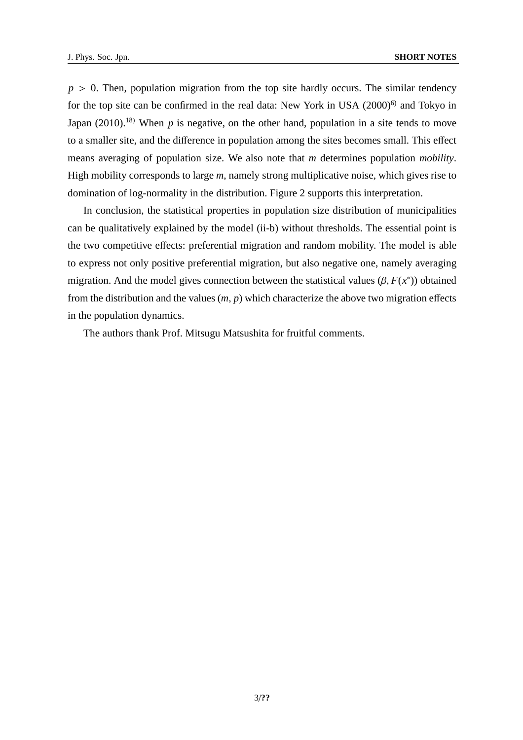$p > 0$. Then, population migration from the top site hardly occurs. The similar tendency for the top site can be confirmed in the real data: New York in USA (2000)[6] and Tokyo in Japan (2010).[18] When $p$ is negative, on the other hand, population in a site tends to move to a smaller site, and the difference in population among the sites becomes small. This effect means averaging of population size. We also note that $m$ determines population *mobility*. High mobility corresponds to large $m$, namely strong multiplicative noise, which gives rise to domination of log-normality in the distribution. Figure 2 supports this interpretation.

In conclusion, the statistical properties in population size distribution of municipalities can be qualitatively explained by the model (ii-b) without thresholds. The essential point is the two competitive effects: preferential migration and random mobility. The model is able to express not only positive preferential migration, but also negative one, namely averaging migration. And the model gives connection between the statistical values $(\beta, F(x^*))$ obtained from the distribution and the values $(m, p)$ which characterize the above two migration effects in the population dynamics.

The authors thank Prof. Mitsugu Matsushita for fruitful comments.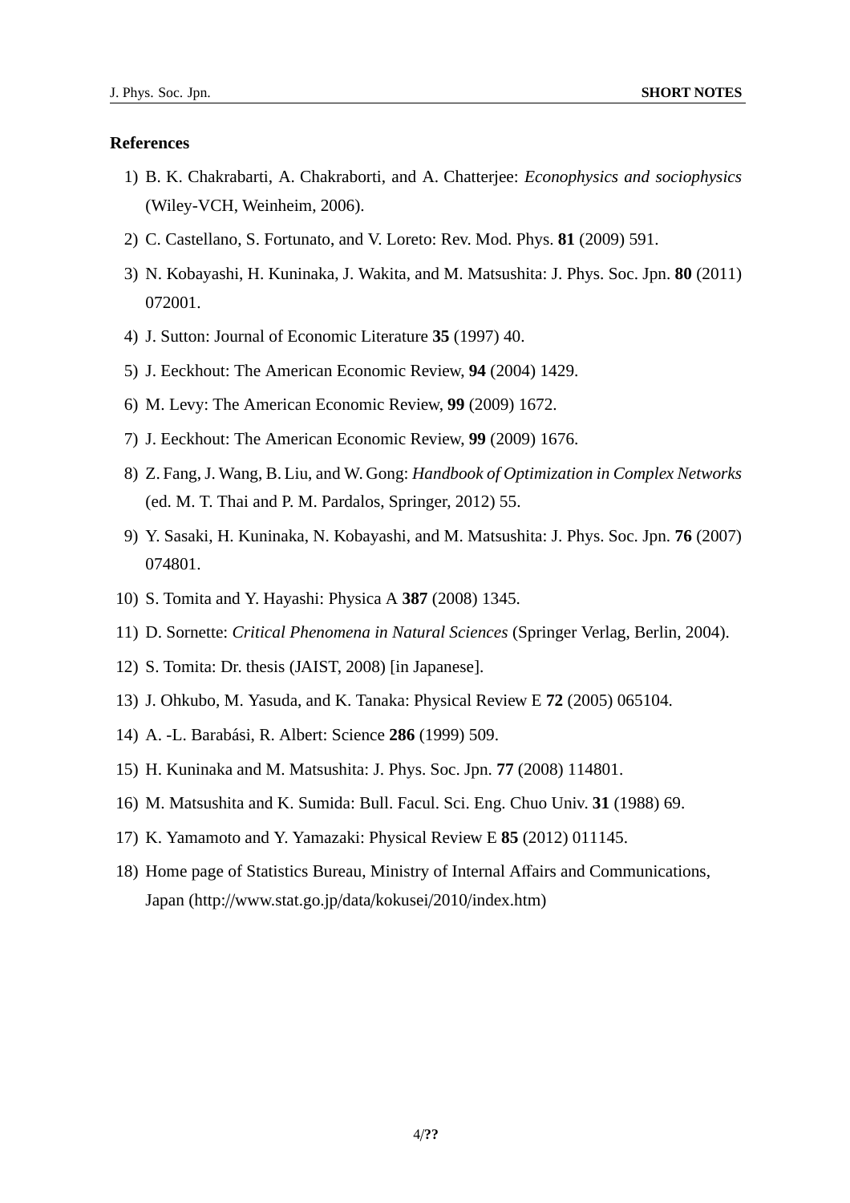## References

1) B. K. Chakrabarti, A. Chakraborti, and A. Chatterjee: *Econophysics and sociophysics* (Wiley-VCH, Weinheim, 2006).
2) C. Castellano, S. Fortunato, and V. Loreto: Rev. Mod. Phys. **81** (2009) 591.
3) N. Kobayashi, H. Kuninaka, J. Wakita, and M. Matsushita: J. Phys. Soc. Jpn. **80** (2011) 072001.
4) J. Sutton: Journal of Economic Literature **35** (1997) 40.
5) J. Eeckhout: The American Economic Review, **94** (2004) 1429.
6) M. Levy: The American Economic Review, **99** (2009) 1672.
7) J. Eeckhout: The American Economic Review, **99** (2009) 1676.
8) Z. Fang, J. Wang, B. Liu, and W. Gong: *Handbook of Optimization in Complex Networks* (ed. M. T. Thai and P. M. Pardalos, Springer, 2012) 55.
9) Y. Sasaki, H. Kuninaka, N. Kobayashi, and M. Matsushita: J. Phys. Soc. Jpn. **76** (2007) 074801.
10) S. Tomita and Y. Hayashi: Physica A **387** (2008) 1345.
11) D. Sornette: *Critical Phenomena in Natural Sciences* (Springer Verlag, Berlin, 2004).
12) S. Tomita: Dr. thesis (JAIST, 2008) [in Japanese].
13) J. Ohkubo, M. Yasuda, and K. Tanaka: Physical Review E **72** (2005) 065104.
14) A. -L. Barabási, R. Albert: Science **286** (1999) 509.
15) H. Kuninaka and M. Matsushita: J. Phys. Soc. Jpn. **77** (2008) 114801.
16) M. Matsushita and K. Sumida: Bull. Facul. Sci. Eng. Chuo Univ. **31** (1988) 69.
17) K. Yamamoto and Y. Yamazaki: Physical Review E **85** (2012) 011145.
18) Home page of Statistics Bureau, Ministry of Internal Affairs and Communications, Japan (http://www.stat.go.jp/data/kokusei/2010/index.htm)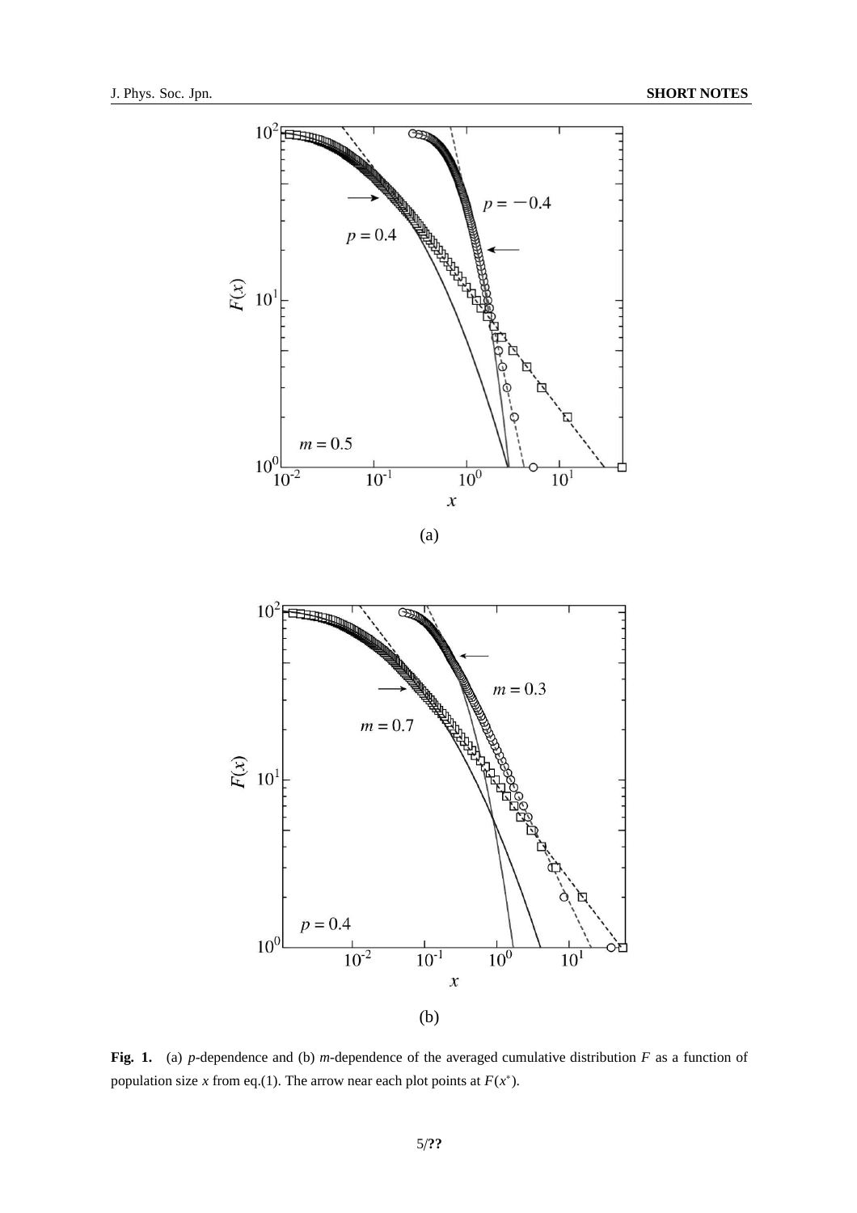(a)

(b)

**Fig. 1.** (a) $p$-dependence and (b) $m$-dependence of the averaged cumulative distribution $F$ as a function of population size $x$ from eq.(1). The arrow near each plot points at $F(x^*)$.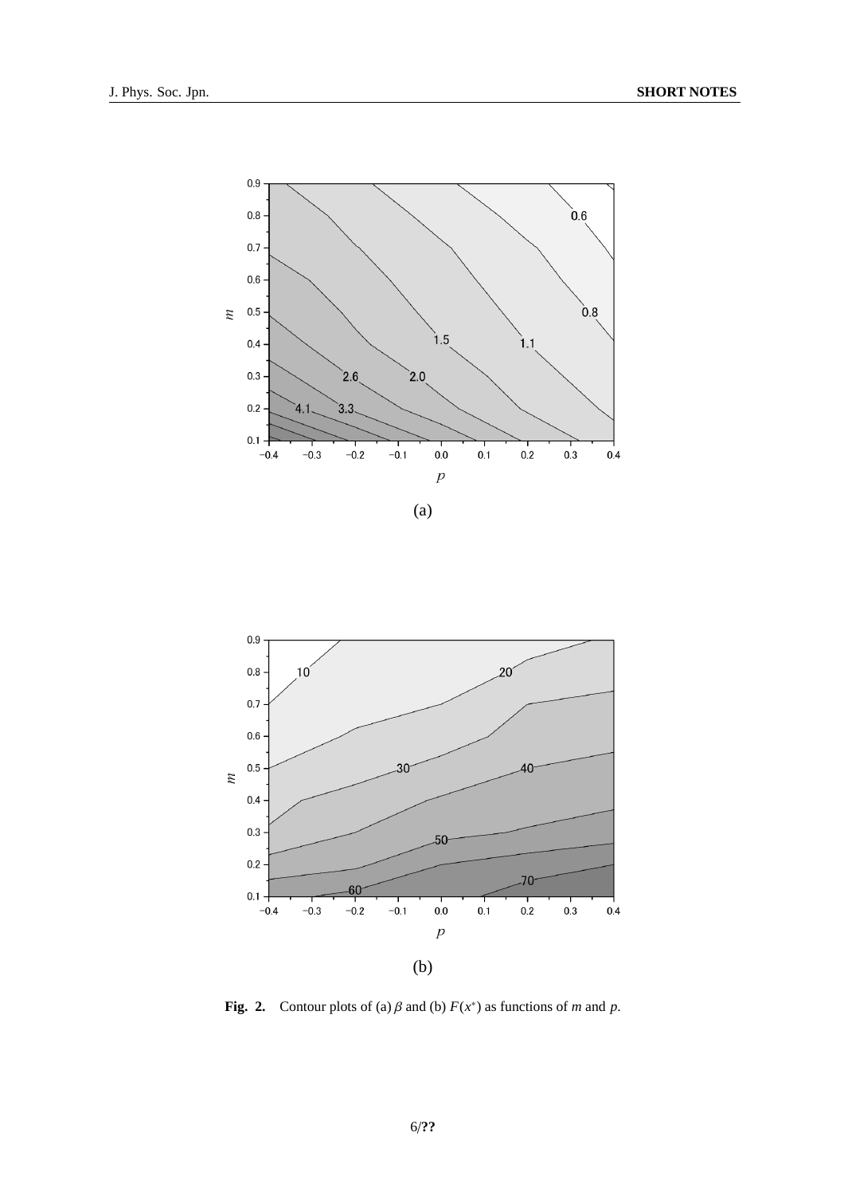0.9
0.8
0.7
0.6
0.5
0.4
0.3
0.2
0.1

$m$

−0.4 −0.3 −0.2 −0.1 0.0 0.1 0.2 0.3 0.4

$p$

0.6
0.8
1.1
1.5
2.0
2.6
3.3
4.1

(a)

0.9
0.8
0.7
0.6
0.5
0.4
0.3
0.2
0.1

$m$

−0.4 −0.3 −0.2 −0.1 0.0 0.1 0.2 0.3 0.4

$p$

10
20
30
40
50
60
70

(b)

**Fig. 2.** Contour plots of (a) $\beta$ and (b) $F(x^*)$ as functions of *m* and *p*.